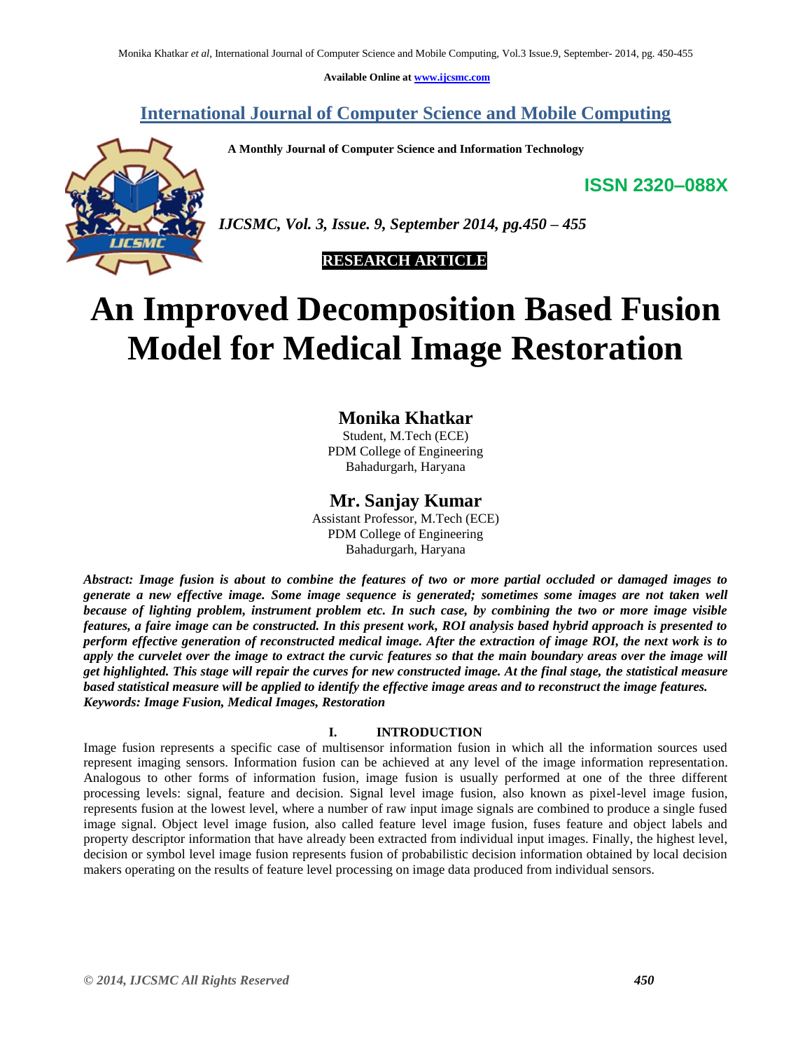Available Online at www.ijcsmc.com

# International Journal of Computer Science and Mobile Computing

**A Monthly Journal of Computer Science and Information Technology**

**ISSN 2320–088X**

*IJCSMC, Vol. 3, Issue. 9, September 2014, pg.450 – 455*

**RESEARCH ARTICLE**

# An Improved Decomposition Based Fusion Model for Medical Image Restoration

**Monika Khatkar**
Student, M.Tech (ECE)
PDM College of Engineering
Bahadurgarh, Haryana

**Mr. Sanjay Kumar**
Assistant Professor, M.Tech (ECE)
PDM College of Engineering
Bahadurgarh, Haryana

***Abstract:** Image fusion is about to combine the features of two or more partial occluded or damaged images to generate a new effective image. Some image sequence is generated; sometimes some images are not taken well because of lighting problem, instrument problem etc. In such case, by combining the two or more image visible features, a faire image can be constructed. In this present work, ROI analysis based hybrid approach is presented to perform effective generation of reconstructed medical image. After the extraction of image ROI, the next work is to apply the curvelet over the image to extract the curvic features so that the main boundary areas over the image will get highlighted. This stage will repair the curves for new constructed image. At the final stage, the statistical measure based statistical measure will be applied to identify the effective image areas and to reconstruct the image features.*

***Keywords:** Image Fusion, Medical Images, Restoration*

## I. INTRODUCTION

Image fusion represents a specific case of multisensor information fusion in which all the information sources used represent imaging sensors. Information fusion can be achieved at any level of the image information representation. Analogous to other forms of information fusion, image fusion is usually performed at one of the three different processing levels: signal, feature and decision. Signal level image fusion, also known as pixel-level image fusion, represents fusion at the lowest level, where a number of raw input image signals are combined to produce a single fused image signal. Object level image fusion, also called feature level image fusion, fuses feature and object labels and property descriptor information that have already been extracted from individual input images. Finally, the highest level, decision or symbol level image fusion represents fusion of probabilistic decision information obtained by local decision makers operating on the results of feature level processing on image data produced from individual sensors.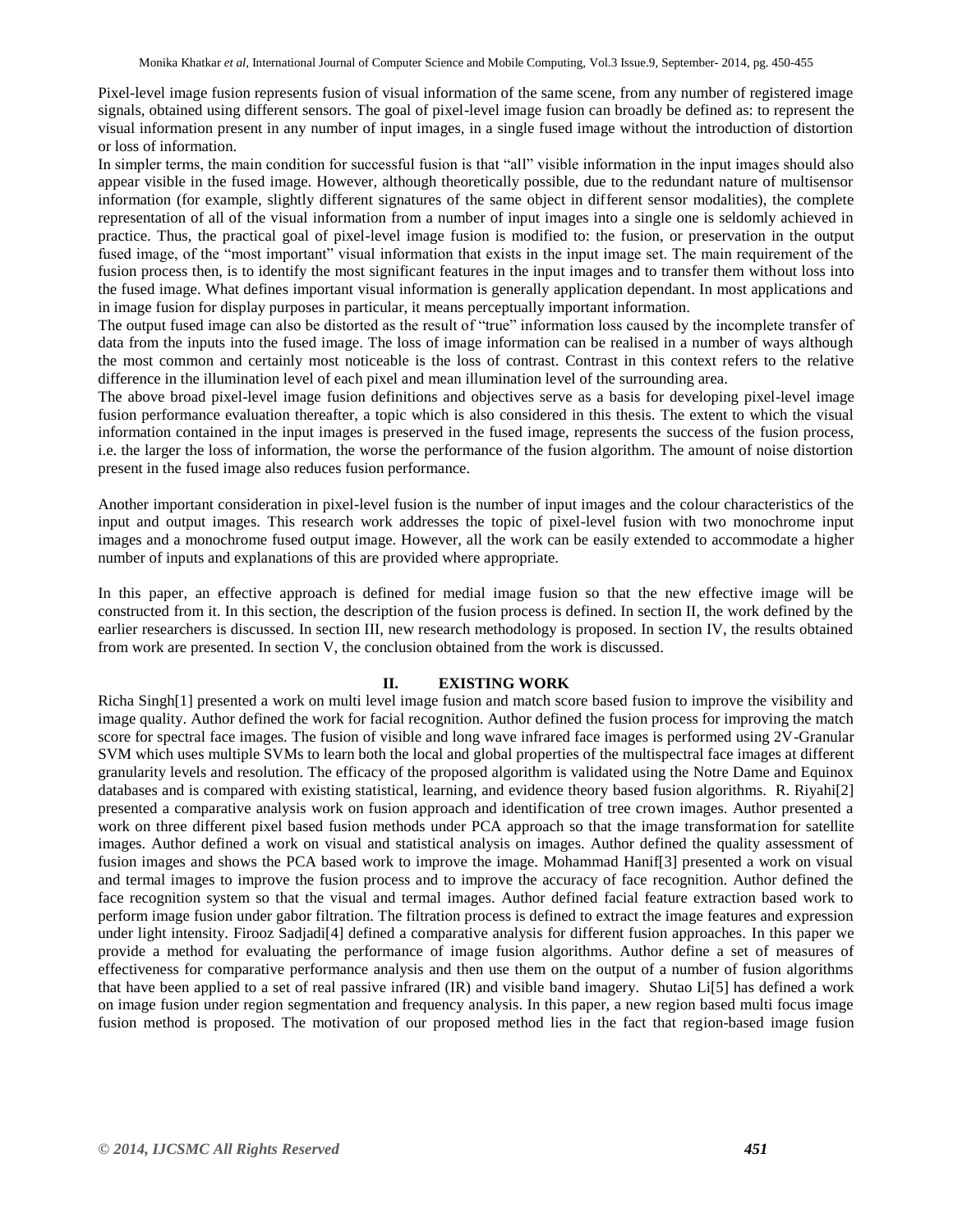Pixel-level image fusion represents fusion of visual information of the same scene, from any number of registered image signals, obtained using different sensors. The goal of pixel-level image fusion can broadly be defined as: to represent the visual information present in any number of input images, in a single fused image without the introduction of distortion or loss of information.

In simpler terms, the main condition for successful fusion is that "all" visible information in the input images should also appear visible in the fused image. However, although theoretically possible, due to the redundant nature of multisensor information (for example, slightly different signatures of the same object in different sensor modalities), the complete representation of all of the visual information from a number of input images into a single one is seldomly achieved in practice. Thus, the practical goal of pixel-level image fusion is modified to: the fusion, or preservation in the output fused image, of the "most important" visual information that exists in the input image set. The main requirement of the fusion process then, is to identify the most significant features in the input images and to transfer them without loss into the fused image. What defines important visual information is generally application dependant. In most applications and in image fusion for display purposes in particular, it means perceptually important information.

The output fused image can also be distorted as the result of "true" information loss caused by the incomplete transfer of data from the inputs into the fused image. The loss of image information can be realised in a number of ways although the most common and certainly most noticeable is the loss of contrast. Contrast in this context refers to the relative difference in the illumination level of each pixel and mean illumination level of the surrounding area.

The above broad pixel-level image fusion definitions and objectives serve as a basis for developing pixel-level image fusion performance evaluation thereafter, a topic which is also considered in this thesis. The extent to which the visual information contained in the input images is preserved in the fused image, represents the success of the fusion process, i.e. the larger the loss of information, the worse the performance of the fusion algorithm. The amount of noise distortion present in the fused image also reduces fusion performance.

Another important consideration in pixel-level fusion is the number of input images and the colour characteristics of the input and output images. This research work addresses the topic of pixel-level fusion with two monochrome input images and a monochrome fused output image. However, all the work can be easily extended to accommodate a higher number of inputs and explanations of this are provided where appropriate.

In this paper, an effective approach is defined for medial image fusion so that the new effective image will be constructed from it. In this section, the description of the fusion process is defined. In section II, the work defined by the earlier researchers is discussed. In section III, new research methodology is proposed. In section IV, the results obtained from work are presented. In section V, the conclusion obtained from the work is discussed.

## II. EXISTING WORK

Richa Singh[1] presented a work on multi level image fusion and match score based fusion to improve the visibility and image quality. Author defined the work for facial recognition. Author defined the fusion process for improving the match score for spectral face images. The fusion of visible and long wave infrared face images is performed using 2V-Granular SVM which uses multiple SVMs to learn both the local and global properties of the multispectral face images at different granularity levels and resolution. The efficacy of the proposed algorithm is validated using the Notre Dame and Equinox databases and is compared with existing statistical, learning, and evidence theory based fusion algorithms. R. Riyahi[2] presented a comparative analysis work on fusion approach and identification of tree crown images. Author presented a work on three different pixel based fusion methods under PCA approach so that the image transformation for satellite images. Author defined a work on visual and statistical analysis on images. Author defined the quality assessment of fusion images and shows the PCA based work to improve the image. Mohammad Hanif[3] presented a work on visual and termal images to improve the fusion process and to improve the accuracy of face recognition. Author defined the face recognition system so that the visual and termal images. Author defined facial feature extraction based work to perform image fusion under gabor filtration. The filtration process is defined to extract the image features and expression under light intensity. Firooz Sadjadi[4] defined a comparative analysis for different fusion approaches. In this paper we provide a method for evaluating the performance of image fusion algorithms. Author define a set of measures of effectiveness for comparative performance analysis and then use them on the output of a number of fusion algorithms that have been applied to a set of real passive infrared (IR) and visible band imagery. Shutao Li[5] has defined a work on image fusion under region segmentation and frequency analysis. In this paper, a new region based multi focus image fusion method is proposed. The motivation of our proposed method lies in the fact that region-based image fusion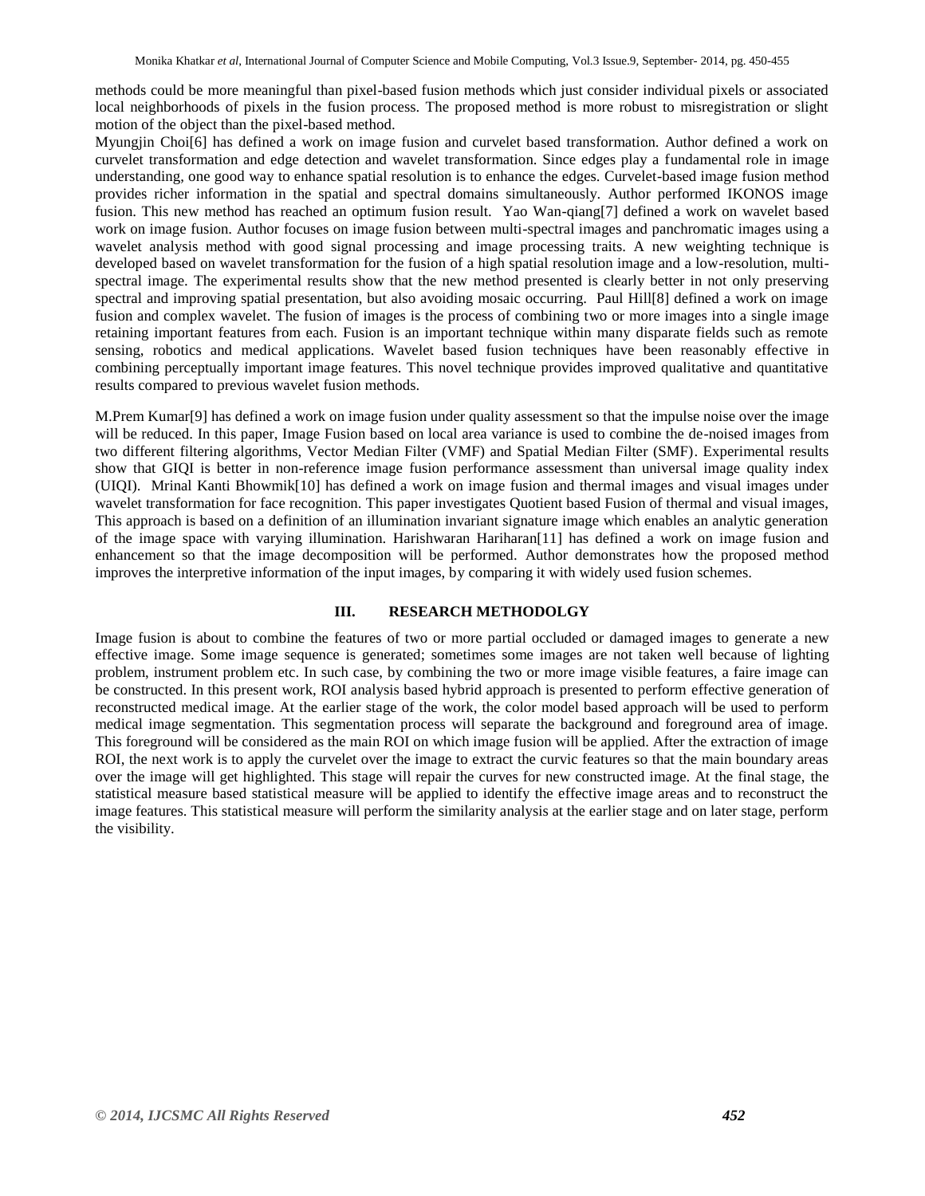methods could be more meaningful than pixel-based fusion methods which just consider individual pixels or associated local neighborhoods of pixels in the fusion process. The proposed method is more robust to misregistration or slight motion of the object than the pixel-based method.

Myungjin Choi[6] has defined a work on image fusion and curvelet based transformation. Author defined a work on curvelet transformation and edge detection and wavelet transformation. Since edges play a fundamental role in image understanding, one good way to enhance spatial resolution is to enhance the edges. Curvelet-based image fusion method provides richer information in the spatial and spectral domains simultaneously. Author performed IKONOS image fusion. This new method has reached an optimum fusion result. Yao Wan-qiang[7] defined a work on wavelet based work on image fusion. Author focuses on image fusion between multi-spectral images and panchromatic images using a wavelet analysis method with good signal processing and image processing traits. A new weighting technique is developed based on wavelet transformation for the fusion of a high spatial resolution image and a low-resolution, multi-spectral image. The experimental results show that the new method presented is clearly better in not only preserving spectral and improving spatial presentation, but also avoiding mosaic occurring. Paul Hill[8] defined a work on image fusion and complex wavelet. The fusion of images is the process of combining two or more images into a single image retaining important features from each. Fusion is an important technique within many disparate fields such as remote sensing, robotics and medical applications. Wavelet based fusion techniques have been reasonably effective in combining perceptually important image features. This novel technique provides improved qualitative and quantitative results compared to previous wavelet fusion methods.

M.Prem Kumar[9] has defined a work on image fusion under quality assessment so that the impulse noise over the image will be reduced. In this paper, Image Fusion based on local area variance is used to combine the de-noised images from two different filtering algorithms, Vector Median Filter (VMF) and Spatial Median Filter (SMF). Experimental results show that GIQI is better in non-reference image fusion performance assessment than universal image quality index (UIQI). Mrinal Kanti Bhowmik[10] has defined a work on image fusion and thermal images and visual images under wavelet transformation for face recognition. This paper investigates Quotient based Fusion of thermal and visual images, This approach is based on a definition of an illumination invariant signature image which enables an analytic generation of the image space with varying illumination. Harishwaran Hariharan[11] has defined a work on image fusion and enhancement so that the image decomposition will be performed. Author demonstrates how the proposed method improves the interpretive information of the input images, by comparing it with widely used fusion schemes.

## III. RESEARCH METHODOLGY

Image fusion is about to combine the features of two or more partial occluded or damaged images to generate a new effective image. Some image sequence is generated; sometimes some images are not taken well because of lighting problem, instrument problem etc. In such case, by combining the two or more image visible features, a faire image can be constructed. In this present work, ROI analysis based hybrid approach is presented to perform effective generation of reconstructed medical image. At the earlier stage of the work, the color model based approach will be used to perform medical image segmentation. This segmentation process will separate the background and foreground area of image. This foreground will be considered as the main ROI on which image fusion will be applied. After the extraction of image ROI, the next work is to apply the curvelet over the image to extract the curvic features so that the main boundary areas over the image will get highlighted. This stage will repair the curves for new constructed image. At the final stage, the statistical measure based statistical measure will be applied to identify the effective image areas and to reconstruct the image features. This statistical measure will perform the similarity analysis at the earlier stage and on later stage, perform the visibility.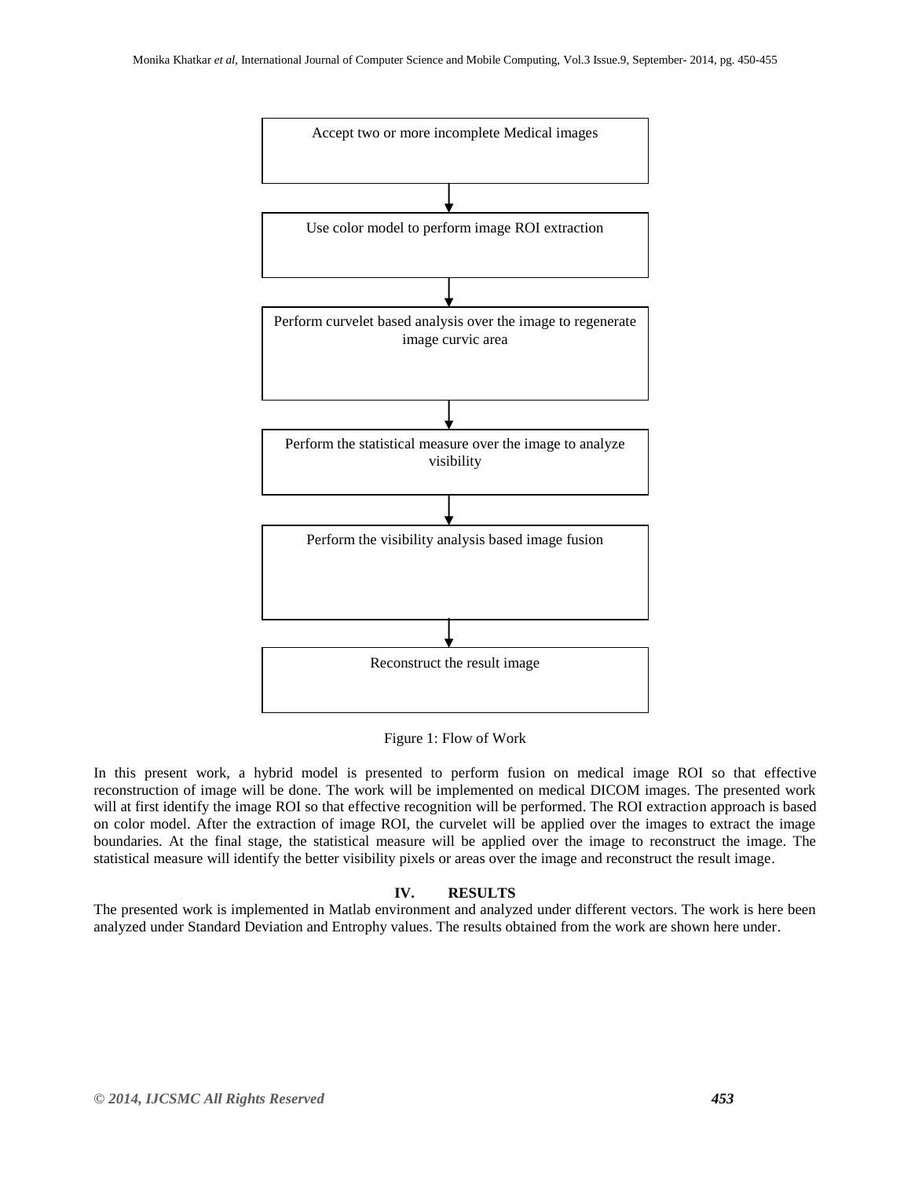Accept two or more incomplete Medical images

Use color model to perform image ROI extraction

Perform curvelet based analysis over the image to regenerate image curvic area

Perform the statistical measure over the image to analyze visibility

Perform the visibility analysis based image fusion

Reconstruct the result image

Figure 1: Flow of Work

In this present work, a hybrid model is presented to perform fusion on medical image ROI so that effective reconstruction of image will be done. The work will be implemented on medical DICOM images. The presented work will at first identify the image ROI so that effective recognition will be performed. The ROI extraction approach is based on color model. After the extraction of image ROI, the curvelet will be applied over the images to extract the image boundaries. At the final stage, the statistical measure will be applied over the image to reconstruct the image. The statistical measure will identify the better visibility pixels or areas over the image and reconstruct the result image.

## IV. RESULTS

The presented work is implemented in Matlab environment and analyzed under different vectors. The work is here been analyzed under Standard Deviation and Entrophy values. The results obtained from the work are shown here under.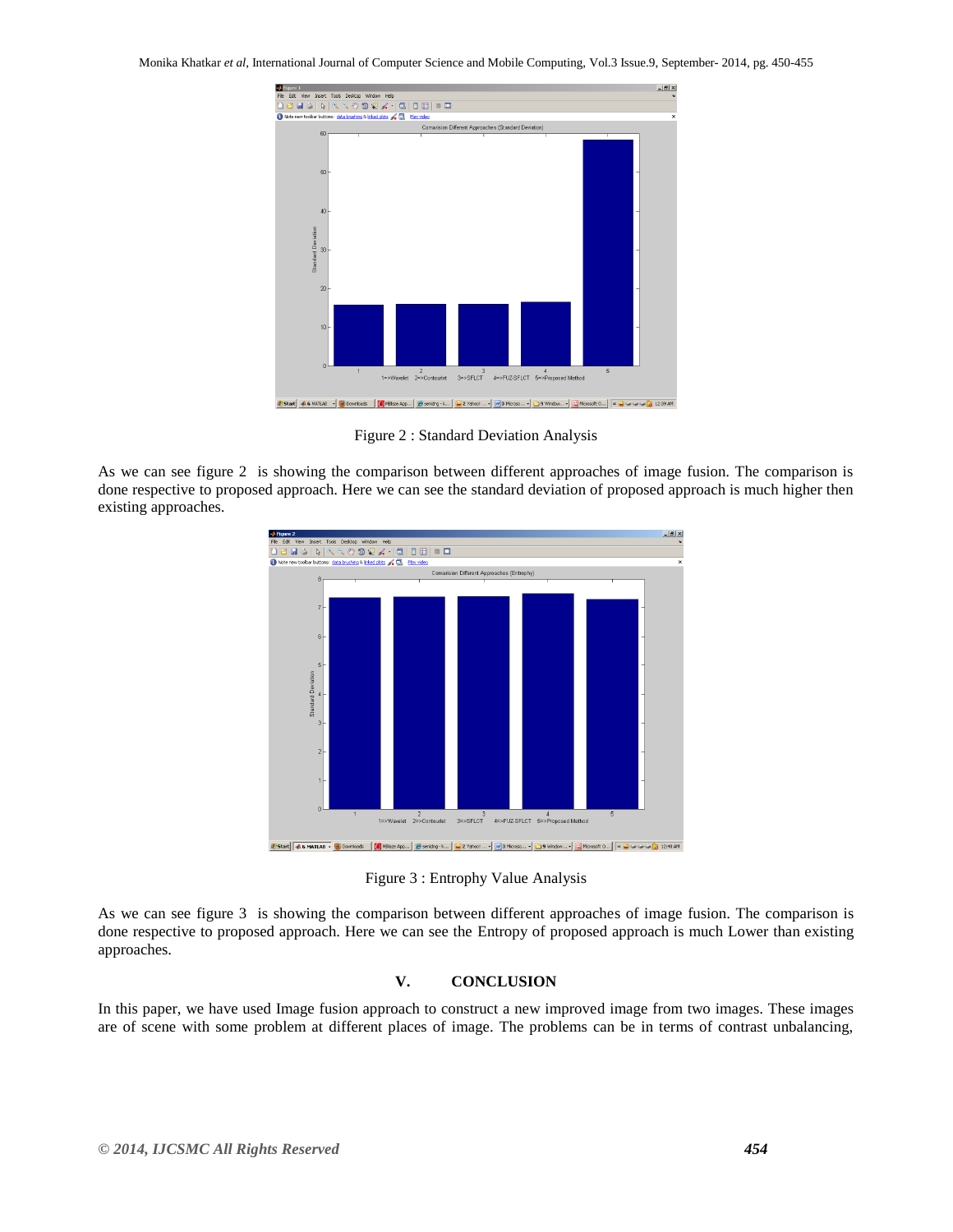Comparision Different Approaches (Standard Deviation)

Standard Deviation

60
50
40
30
20
10
0

1 2 3 4 5

1=>Wavelet 2=>Contourlet 3=>SFLCT 4=>FUZ-SFLCT 5=>Proposed Method

Figure 2 : Standard Deviation Analysis

As we can see figure 2 is showing the comparison between different approaches of image fusion. The comparison is done respective to proposed approach. Here we can see the standard deviation of proposed approach is much higher then existing approaches.

Comparision Different Approaches (Entrophy)

Standard Deviation

8
7
6
5
4
3
2
1
0

1 2 3 4 5

1=>Wavelet 2=>Contourlet 3=>SFLCT 4=>FUZ-SFLCT 5=>Proposed Method

Figure 3 : Entropy Value Analysis

As we can see figure 3 is showing the comparison between different approaches of image fusion. The comparison is done respective to proposed approach. Here we can see the Entropy of proposed approach is much Lower than existing approaches.

## V. CONCLUSION

In this paper, we have used Image fusion approach to construct a new improved image from two images. These images are of scene with some problem at different places of image. The problems can be in terms of contrast unbalancing,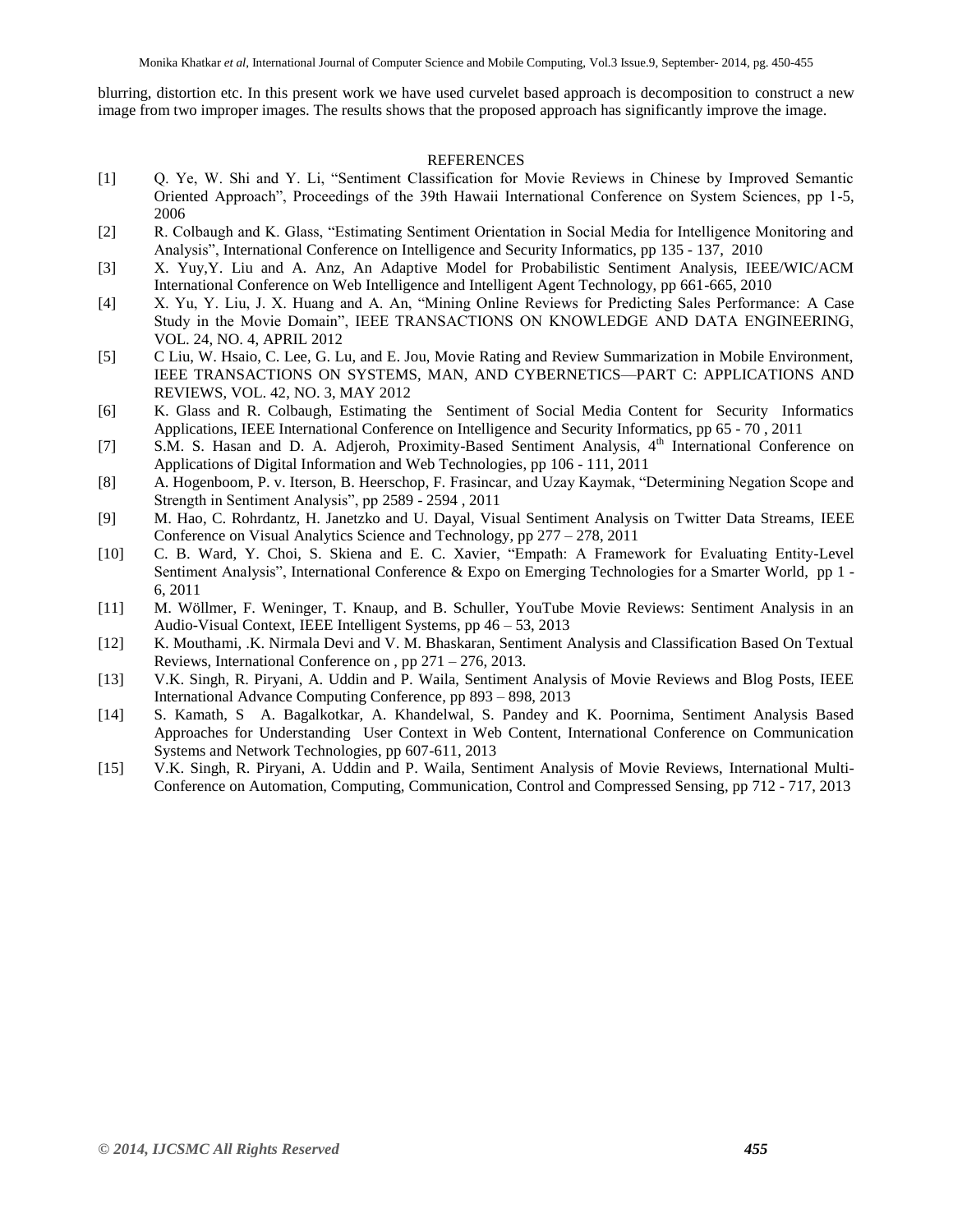blurring, distortion etc. In this present work we have used curvelet based approach is decomposition to construct a new image from two improper images. The results shows that the proposed approach has significantly improve the image.

## REFERENCES

[1] Q. Ye, W. Shi and Y. Li, "Sentiment Classification for Movie Reviews in Chinese by Improved Semantic Oriented Approach", Proceedings of the 39th Hawaii International Conference on System Sciences, pp 1-5, 2006

[2] R. Colbaugh and K. Glass, "Estimating Sentiment Orientation in Social Media for Intelligence Monitoring and Analysis", International Conference on Intelligence and Security Informatics, pp 135 - 137, 2010

[3] X. Yuy,Y. Liu and A. Anz, An Adaptive Model for Probabilistic Sentiment Analysis, IEEE/WIC/ACM International Conference on Web Intelligence and Intelligent Agent Technology, pp 661-665, 2010

[4] X. Yu, Y. Liu, J. X. Huang and A. An, "Mining Online Reviews for Predicting Sales Performance: A Case Study in the Movie Domain", IEEE TRANSACTIONS ON KNOWLEDGE AND DATA ENGINEERING, VOL. 24, NO. 4, APRIL 2012

[5] C Liu, W. Hsaio, C. Lee, G. Lu, and E. Jou, Movie Rating and Review Summarization in Mobile Environment, IEEE TRANSACTIONS ON SYSTEMS, MAN, AND CYBERNETICS—PART C: APPLICATIONS AND REVIEWS, VOL. 42, NO. 3, MAY 2012

[6] K. Glass and R. Colbaugh, Estimating the Sentiment of Social Media Content for Security Informatics Applications, IEEE International Conference on Intelligence and Security Informatics, pp 65 - 70 , 2011

[7] S.M. S. Hasan and D. A. Adjeroh, Proximity-Based Sentiment Analysis, 4th International Conference on Applications of Digital Information and Web Technologies, pp 106 - 111, 2011

[8] A. Hogenboom, P. v. Iterson, B. Heerschop, F. Frasincar, and Uzay Kaymak, "Determining Negation Scope and Strength in Sentiment Analysis", pp 2589 - 2594 , 2011

[9] M. Hao, C. Rohrdantz, H. Janetzko and U. Dayal, Visual Sentiment Analysis on Twitter Data Streams, IEEE Conference on Visual Analytics Science and Technology, pp 277 – 278, 2011

[10] C. B. Ward, Y. Choi, S. Skiena and E. C. Xavier, "Empath: A Framework for Evaluating Entity-Level Sentiment Analysis", International Conference & Expo on Emerging Technologies for a Smarter World, pp 1 - 6, 2011

[11] M. Wöllmer, F. Weninger, T. Knaup, and B. Schuller, YouTube Movie Reviews: Sentiment Analysis in an Audio-Visual Context, IEEE Intelligent Systems, pp 46 – 53, 2013

[12] K. Mouthami, .K. Nirmala Devi and V. M. Bhaskaran, Sentiment Analysis and Classification Based On Textual Reviews, International Conference on , pp 271 – 276, 2013.

[13] V.K. Singh, R. Piryani, A. Uddin and P. Waila, Sentiment Analysis of Movie Reviews and Blog Posts, IEEE International Advance Computing Conference, pp 893 – 898, 2013

[14] S. Kamath, S A. Bagalkotkar, A. Khandelwal, S. Pandey and K. Poornima, Sentiment Analysis Based Approaches for Understanding User Context in Web Content, International Conference on Communication Systems and Network Technologies, pp 607-611, 2013

[15] V.K. Singh, R. Piryani, A. Uddin and P. Waila, Sentiment Analysis of Movie Reviews, International Multi-Conference on Automation, Computing, Communication, Control and Compressed Sensing, pp 712 - 717, 2013